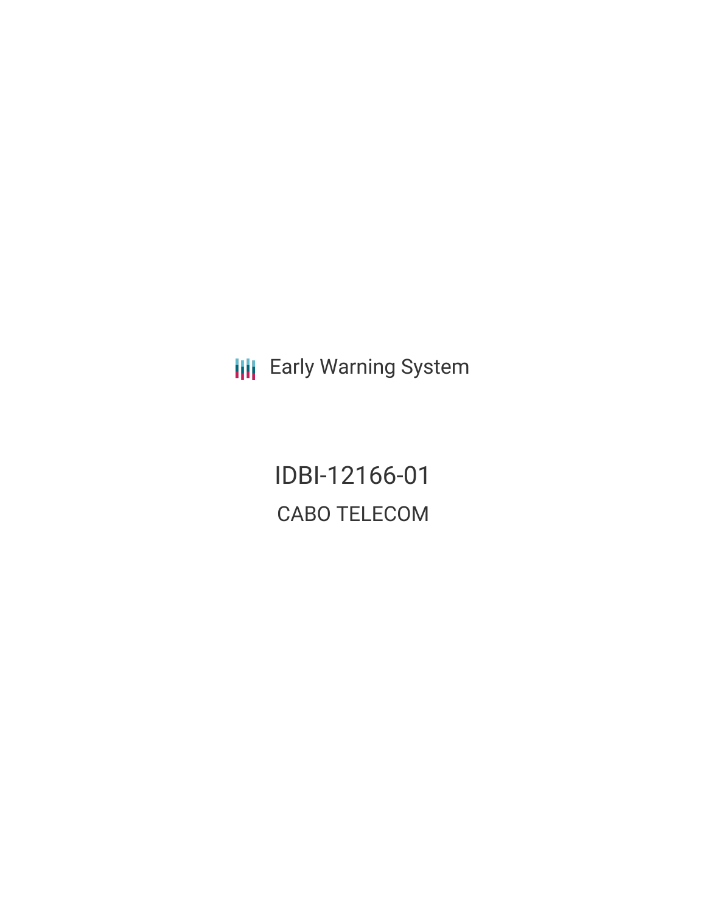Early Warning System

# IDBI-12166-01

## CABO TELECOM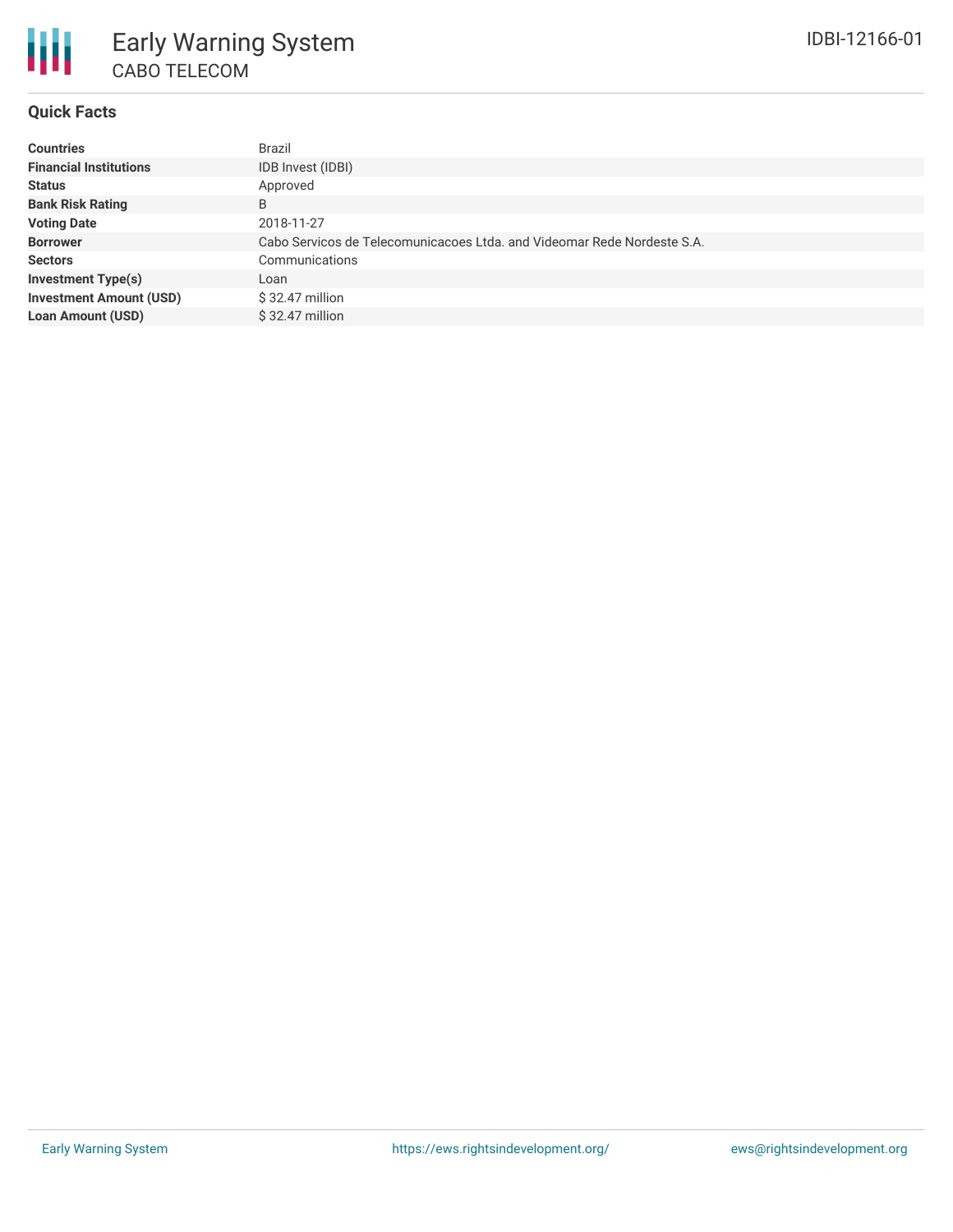# Early Warning System

## CABO TELECOM

IDBI-12166-01

### Quick Facts

| | |
|---|---|
| **Countries** | Brazil |
| **Financial Institutions** | IDB Invest (IDBI) |
| **Status** | Approved |
| **Bank Risk Rating** | B |
| **Voting Date** | 2018-11-27 |
| **Borrower** | Cabo Servicos de Telecomunicacoes Ltda. and Videomar Rede Nordeste S.A. |
| **Sectors** | Communications |
| **Investment Type(s)** | Loan |
| **Investment Amount (USD)** | $ 32.47 million |
| **Loan Amount (USD)** | $ 32.47 million |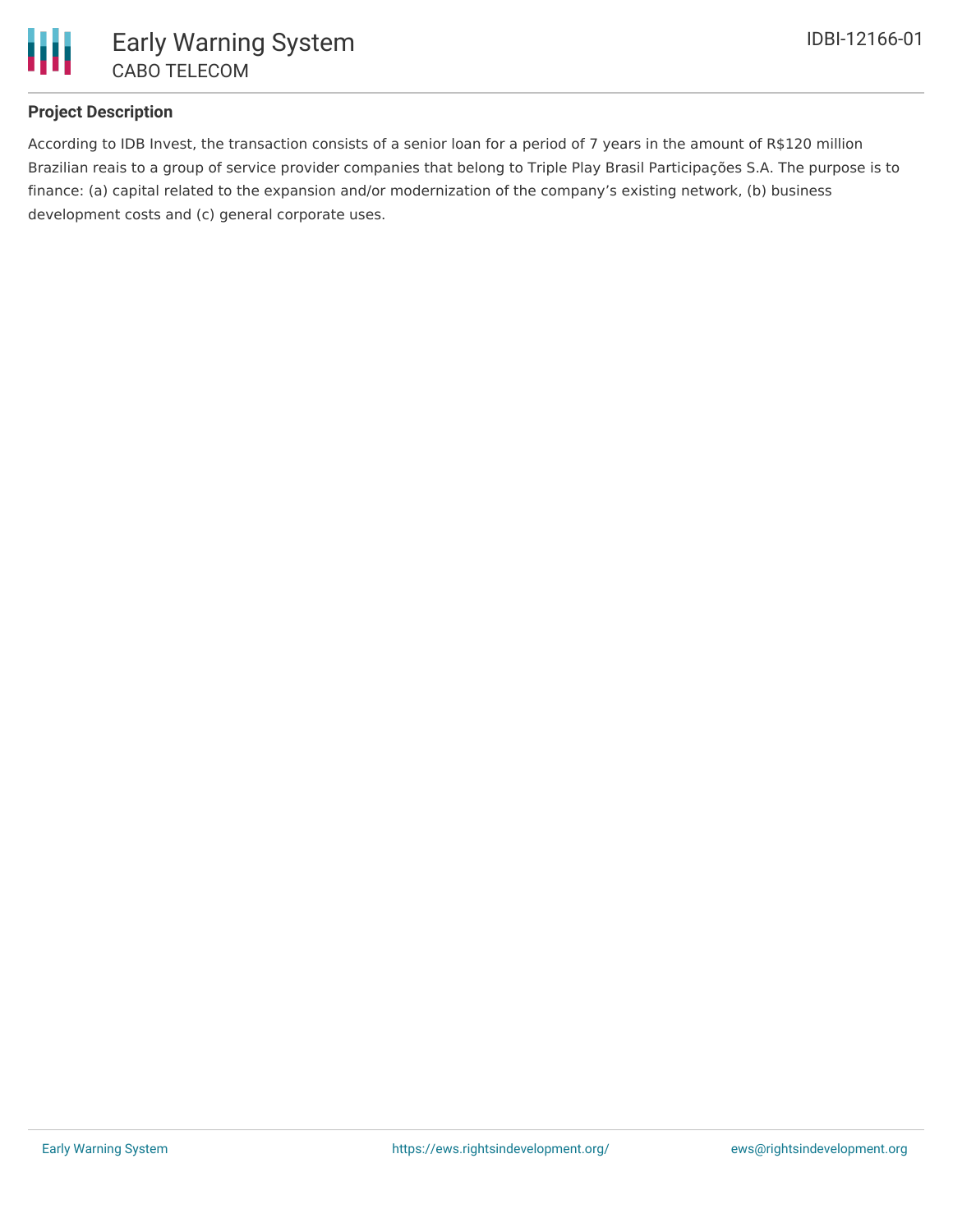### Project Description

According to IDB Invest, the transaction consists of a senior loan for a period of 7 years in the amount of R$120 million Brazilian reais to a group of service provider companies that belong to Triple Play Brasil Participações S.A. The purpose is to finance: (a) capital related to the expansion and/or modernization of the company's existing network, (b) business development costs and (c) general corporate uses.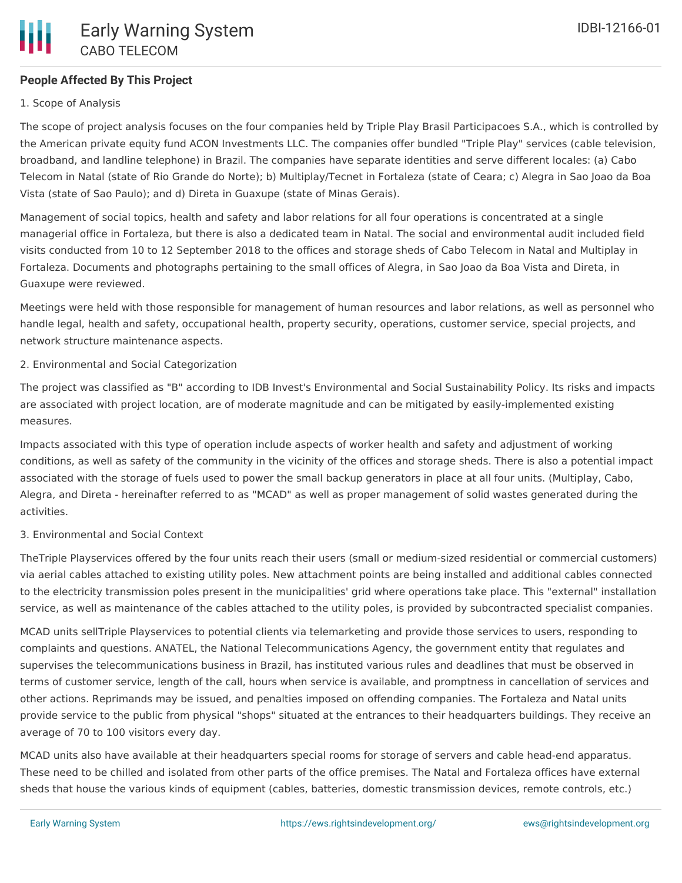**People Affected By This Project**

1. Scope of Analysis

The scope of project analysis focuses on the four companies held by Triple Play Brasil Participacoes S.A., which is controlled by the American private equity fund ACON Investments LLC. The companies offer bundled "Triple Play" services (cable television, broadband, and landline telephone) in Brazil. The companies have separate identities and serve different locales: (a) Cabo Telecom in Natal (state of Rio Grande do Norte); b) Multiplay/Tecnet in Fortaleza (state of Ceara; c) Alegra in Sao Joao da Boa Vista (state of Sao Paulo); and d) Direta in Guaxupe (state of Minas Gerais).

Management of social topics, health and safety and labor relations for all four operations is concentrated at a single managerial office in Fortaleza, but there is also a dedicated team in Natal. The social and environmental audit included field visits conducted from 10 to 12 September 2018 to the offices and storage sheds of Cabo Telecom in Natal and Multiplay in Fortaleza. Documents and photographs pertaining to the small offices of Alegra, in Sao Joao da Boa Vista and Direta, in Guaxupe were reviewed.

Meetings were held with those responsible for management of human resources and labor relations, as well as personnel who handle legal, health and safety, occupational health, property security, operations, customer service, special projects, and network structure maintenance aspects.

2. Environmental and Social Categorization

The project was classified as "B" according to IDB Invest's Environmental and Social Sustainability Policy. Its risks and impacts are associated with project location, are of moderate magnitude and can be mitigated by easily-implemented existing measures.

Impacts associated with this type of operation include aspects of worker health and safety and adjustment of working conditions, as well as safety of the community in the vicinity of the offices and storage sheds. There is also a potential impact associated with the storage of fuels used to power the small backup generators in place at all four units. (Multiplay, Cabo, Alegra, and Direta - hereinafter referred to as "MCAD" as well as proper management of solid wastes generated during the activities.

3. Environmental and Social Context

TheTriple Playservices offered by the four units reach their users (small or medium-sized residential or commercial customers) via aerial cables attached to existing utility poles. New attachment points are being installed and additional cables connected to the electricity transmission poles present in the municipalities' grid where operations take place. This "external" installation service, as well as maintenance of the cables attached to the utility poles, is provided by subcontracted specialist companies.

MCAD units sellTriple Playservices to potential clients via telemarketing and provide those services to users, responding to complaints and questions. ANATEL, the National Telecommunications Agency, the government entity that regulates and supervises the telecommunications business in Brazil, has instituted various rules and deadlines that must be observed in terms of customer service, length of the call, hours when service is available, and promptness in cancellation of services and other actions. Reprimands may be issued, and penalties imposed on offending companies. The Fortaleza and Natal units provide service to the public from physical "shops" situated at the entrances to their headquarters buildings. They receive an average of 70 to 100 visitors every day.

MCAD units also have available at their headquarters special rooms for storage of servers and cable head-end apparatus. These need to be chilled and isolated from other parts of the office premises. The Natal and Fortaleza offices have external sheds that house the various kinds of equipment (cables, batteries, domestic transmission devices, remote controls, etc.)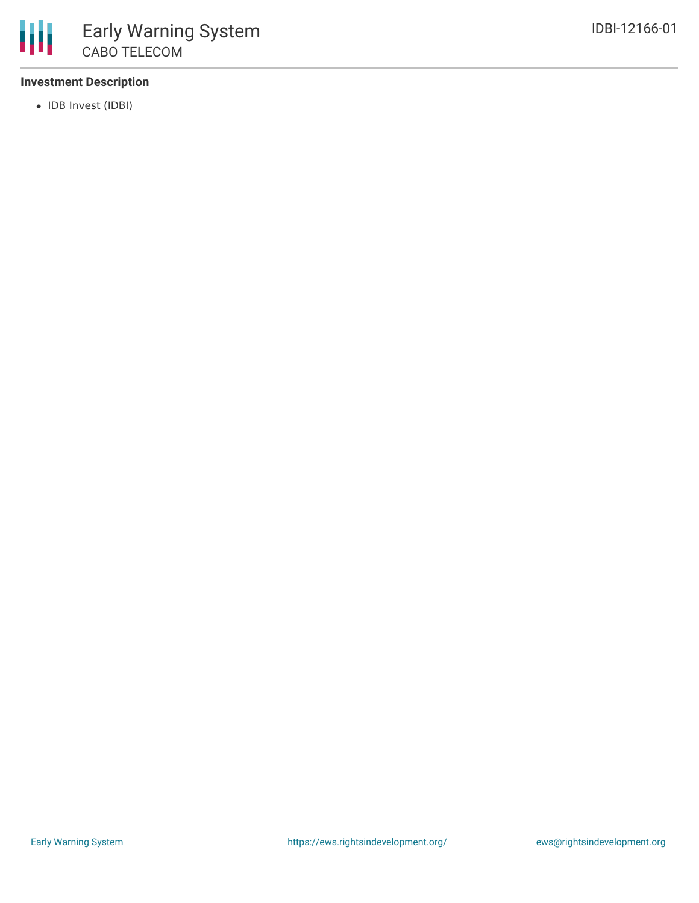### Investment Description

- IDB Invest (IDBI)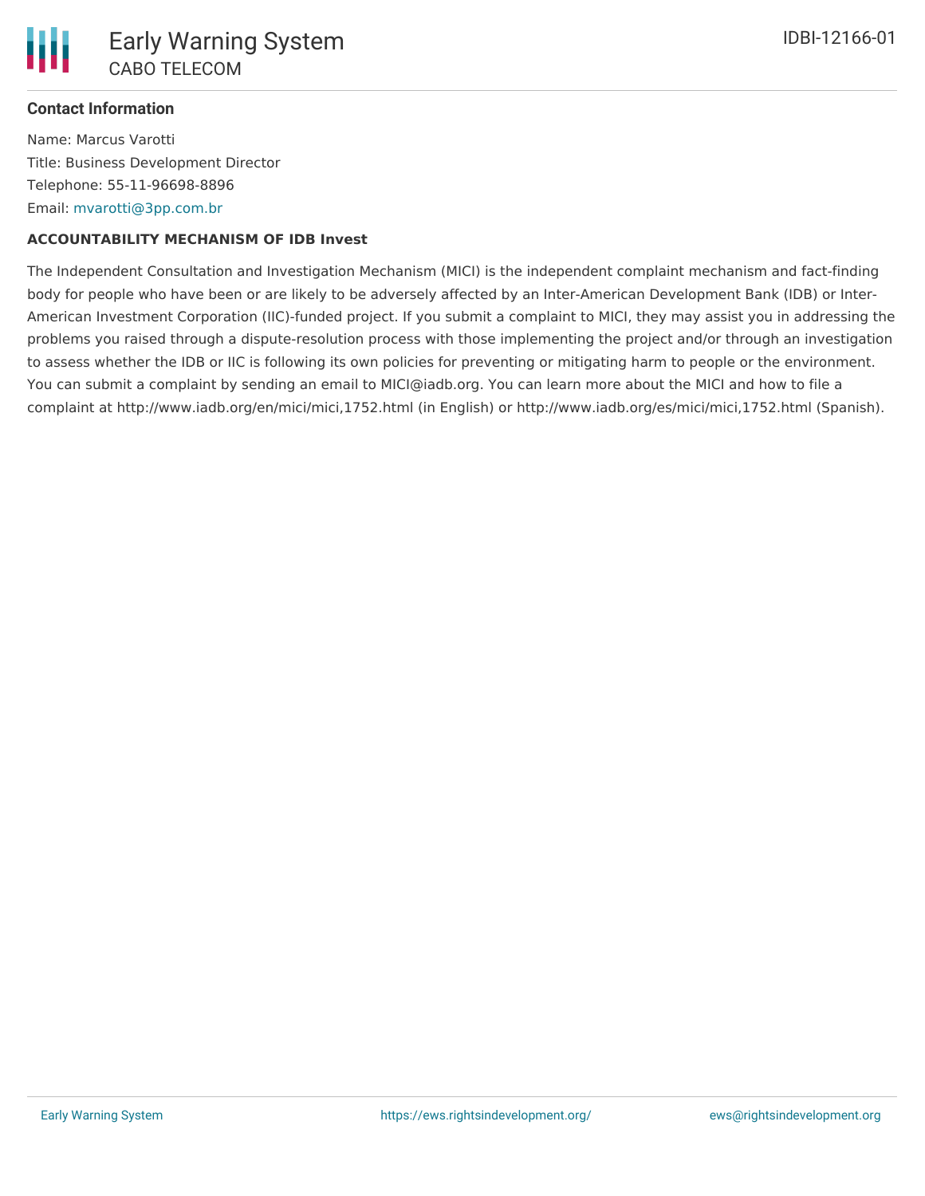### Contact Information

Name: Marcus Varotti

Title: Business Development Director

Telephone: 55-11-96698-8896

Email: mvarotti@3pp.com.br

**ACCOUNTABILITY MECHANISM OF IDB Invest**

The Independent Consultation and Investigation Mechanism (MICI) is the independent complaint mechanism and fact-finding body for people who have been or are likely to be adversely affected by an Inter-American Development Bank (IDB) or Inter-American Investment Corporation (IIC)-funded project. If you submit a complaint to MICI, they may assist you in addressing the problems you raised through a dispute-resolution process with those implementing the project and/or through an investigation to assess whether the IDB or IIC is following its own policies for preventing or mitigating harm to people or the environment. You can submit a complaint by sending an email to MICI@iadb.org. You can learn more about the MICI and how to file a complaint at http://www.iadb.org/en/mici/mici,1752.html (in English) or http://www.iadb.org/es/mici/mici,1752.html (Spanish).